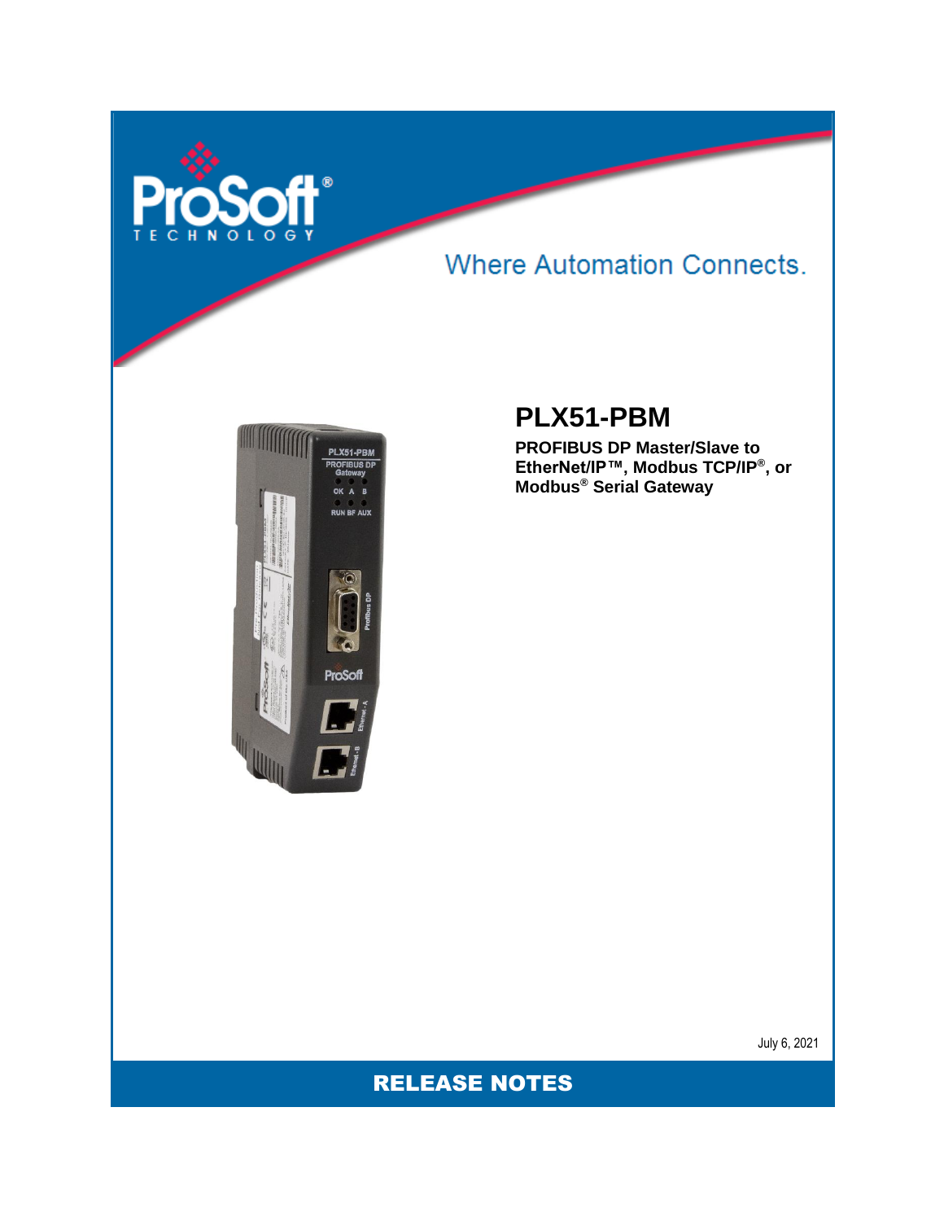ProSoft® TECHNOLOGY

Where Automation Connects.

# PLX51-PBM

**PROFIBUS DP Master/Slave to EtherNet/IP™, Modbus TCP/IP®, or Modbus® Serial Gateway**

July 6, 2021

## RELEASE NOTES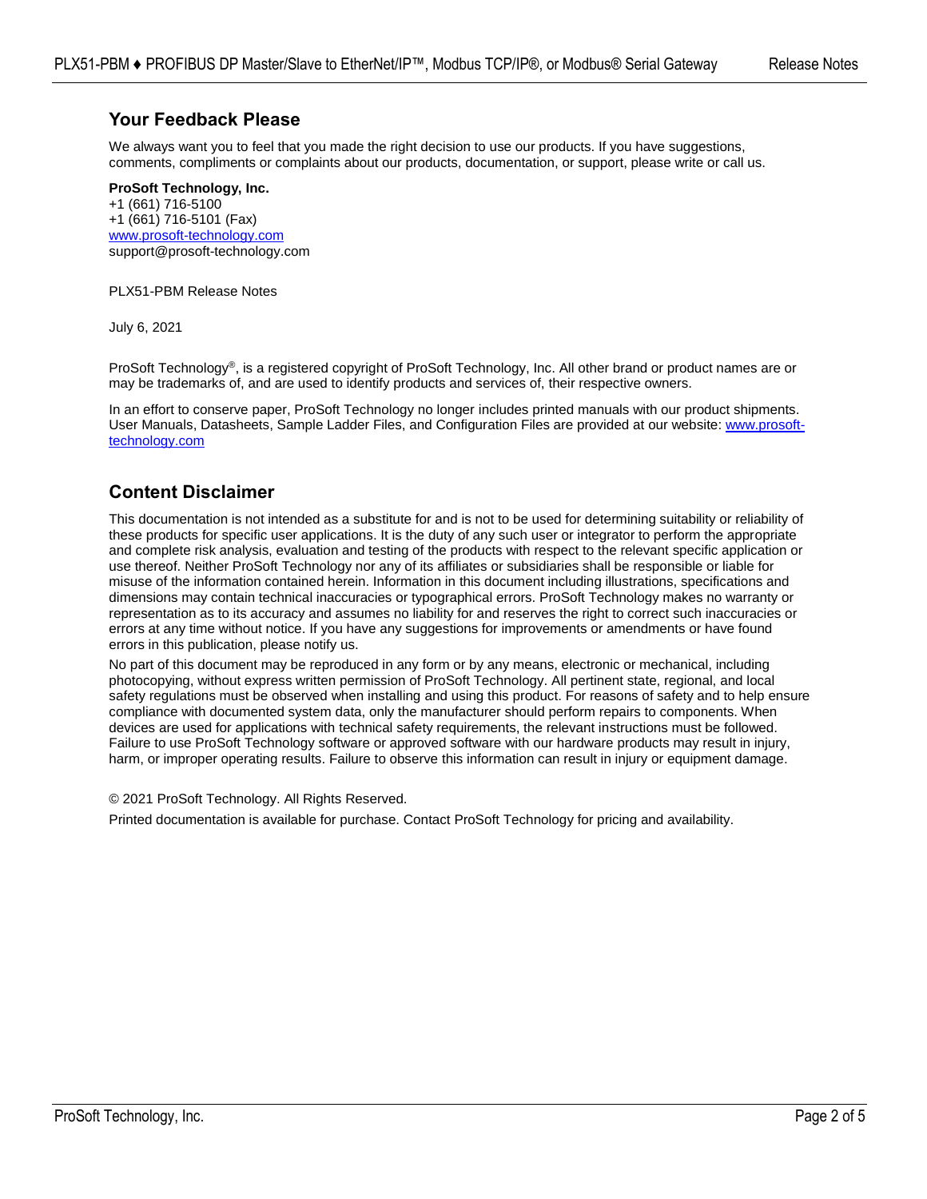## Your Feedback Please

We always want you to feel that you made the right decision to use our products. If you have suggestions, comments, compliments or complaints about our products, documentation, or support, please write or call us.

**ProSoft Technology, Inc.**
+1 (661) 716-5100
+1 (661) 716-5101 (Fax)
www.prosoft-technology.com
support@prosoft-technology.com

PLX51-PBM Release Notes

July 6, 2021

ProSoft Technology®, is a registered copyright of ProSoft Technology, Inc. All other brand or product names are or may be trademarks of, and are used to identify products and services of, their respective owners.

In an effort to conserve paper, ProSoft Technology no longer includes printed manuals with our product shipments. User Manuals, Datasheets, Sample Ladder Files, and Configuration Files are provided at our website: www.prosoft-technology.com

## Content Disclaimer

This documentation is not intended as a substitute for and is not to be used for determining suitability or reliability of these products for specific user applications. It is the duty of any such user or integrator to perform the appropriate and complete risk analysis, evaluation and testing of the products with respect to the relevant specific application or use thereof. Neither ProSoft Technology nor any of its affiliates or subsidiaries shall be responsible or liable for misuse of the information contained herein. Information in this document including illustrations, specifications and dimensions may contain technical inaccuracies or typographical errors. ProSoft Technology makes no warranty or representation as to its accuracy and assumes no liability for and reserves the right to correct such inaccuracies or errors at any time without notice. If you have any suggestions for improvements or amendments or have found errors in this publication, please notify us.

No part of this document may be reproduced in any form or by any means, electronic or mechanical, including photocopying, without express written permission of ProSoft Technology. All pertinent state, regional, and local safety regulations must be observed when installing and using this product. For reasons of safety and to help ensure compliance with documented system data, only the manufacturer should perform repairs to components. When devices are used for applications with technical safety requirements, the relevant instructions must be followed. Failure to use ProSoft Technology software or approved software with our hardware products may result in injury, harm, or improper operating results. Failure to observe this information can result in injury or equipment damage.

© 2021 ProSoft Technology. All Rights Reserved.

Printed documentation is available for purchase. Contact ProSoft Technology for pricing and availability.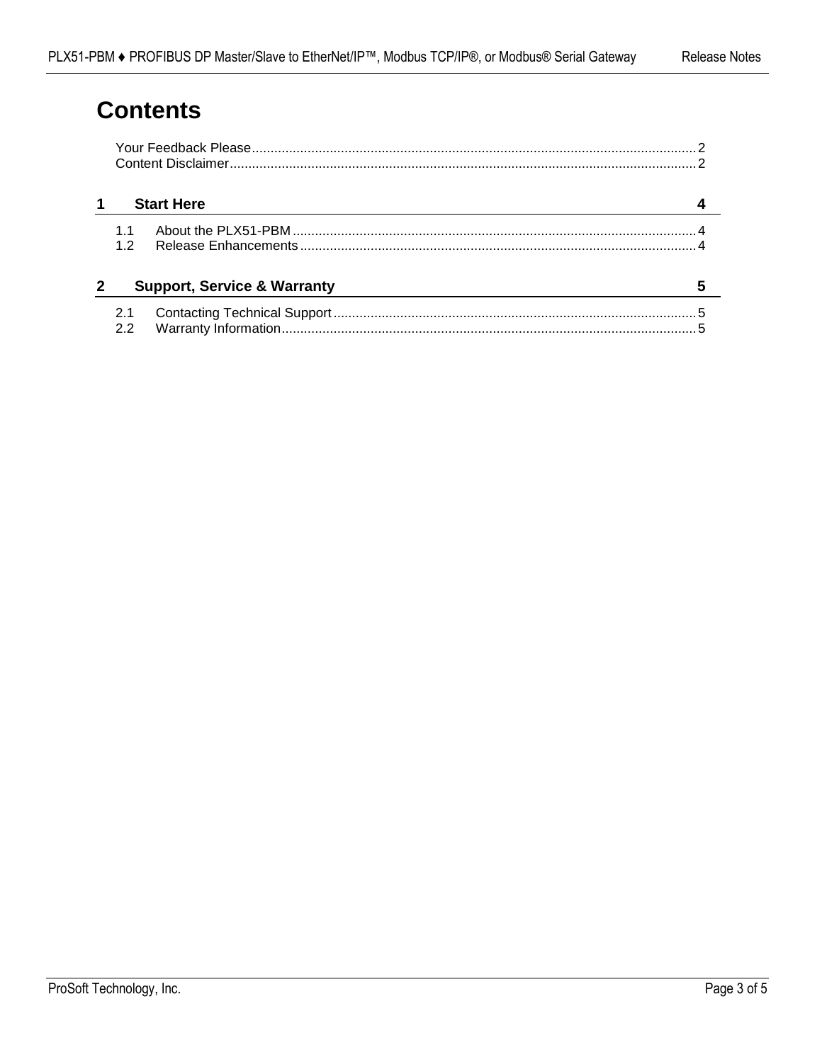# Contents

Your Feedback Please ........................................................................................................... 2
Content Disclaimer ................................................................................................................ 2

**1 Start Here 4**

1.1 About the PLX51-PBM ................................................................................................ 4
1.2 Release Enhancements ............................................................................................... 4

**2 Support, Service & Warranty 5**

2.1 Contacting Technical Support ...................................................................................... 5
2.2 Warranty Information ................................................................................................... 5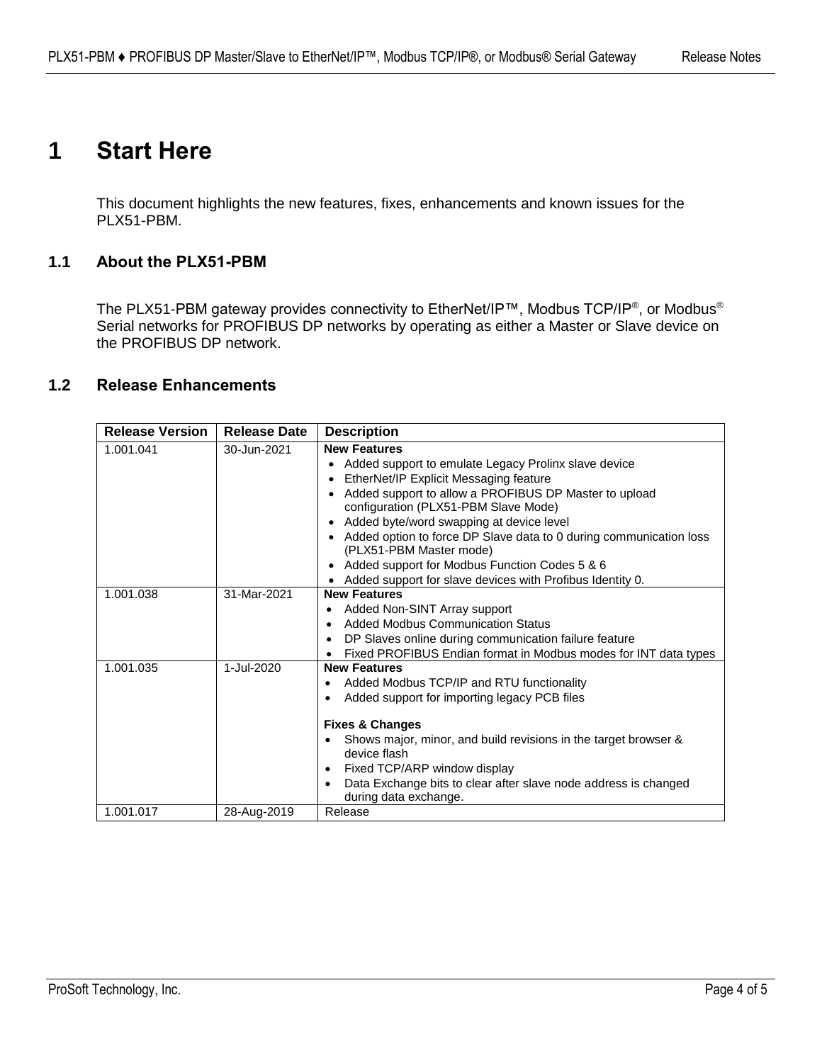# 1 Start Here

This document highlights the new features, fixes, enhancements and known issues for the PLX51-PBM.

## 1.1 About the PLX51-PBM

The PLX51-PBM gateway provides connectivity to EtherNet/IP™, Modbus TCP/IP®, or Modbus® Serial networks for PROFIBUS DP networks by operating as either a Master or Slave device on the PROFIBUS DP network.

## 1.2 Release Enhancements

| Release Version | Release Date | Description |
|---|---|---|
| 1.001.041 | 30-Jun-2021 | **New Features**<br>• Added support to emulate Legacy Prolinx slave device<br>• EtherNet/IP Explicit Messaging feature<br>• Added support to allow a PROFIBUS DP Master to upload configuration (PLX51-PBM Slave Mode)<br>• Added byte/word swapping at device level<br>• Added option to force DP Slave data to 0 during communication loss (PLX51-PBM Master mode)<br>• Added support for Modbus Function Codes 5 & 6<br>• Added support for slave devices with Profibus Identity 0. |
| 1.001.038 | 31-Mar-2021 | **New Features**<br>• Added Non-SINT Array support<br>• Added Modbus Communication Status<br>• DP Slaves online during communication failure feature<br>• Fixed PROFIBUS Endian format in Modbus modes for INT data types |
| 1.001.035 | 1-Jul-2020 | **New Features**<br>• Added Modbus TCP/IP and RTU functionality<br>• Added support for importing legacy PCB files<br><br>**Fixes & Changes**<br>• Shows major, minor, and build revisions in the target browser & device flash<br>• Fixed TCP/ARP window display<br>• Data Exchange bits to clear after slave node address is changed during data exchange. |
| 1.001.017 | 28-Aug-2019 | Release |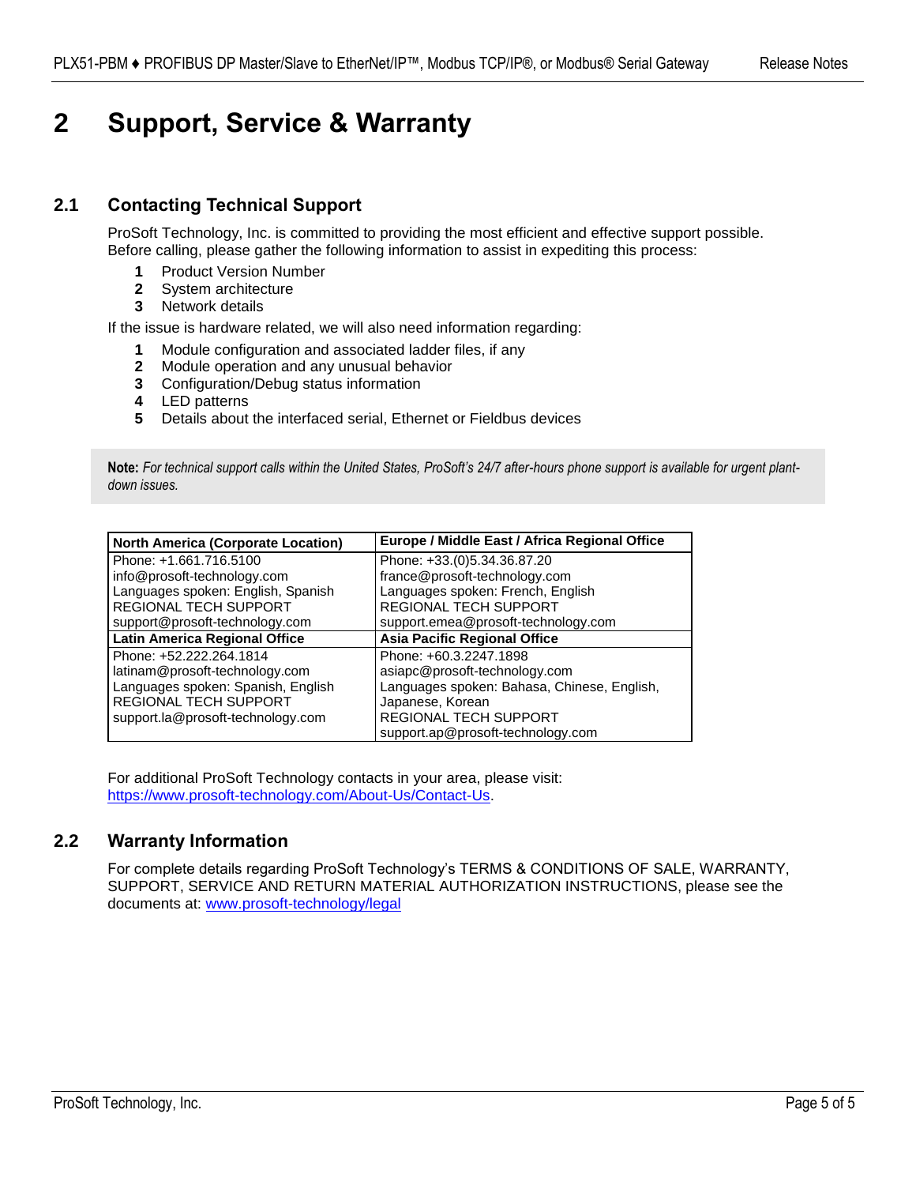# 2 Support, Service & Warranty

## 2.1 Contacting Technical Support

ProSoft Technology, Inc. is committed to providing the most efficient and effective support possible. Before calling, please gather the following information to assist in expediting this process:

1. Product Version Number
2. System architecture
3. Network details

If the issue is hardware related, we will also need information regarding:

1. Module configuration and associated ladder files, if any
2. Module operation and any unusual behavior
3. Configuration/Debug status information
4. LED patterns
5. Details about the interfaced serial, Ethernet or Fieldbus devices

> **Note:** *For technical support calls within the United States, ProSoft's 24/7 after-hours phone support is available for urgent plant-down issues.*

| North America (Corporate Location) | Europe / Middle East / Africa Regional Office |
|---|---|
| Phone: +1.661.716.5100<br>info@prosoft-technology.com<br>Languages spoken: English, Spanish<br>REGIONAL TECH SUPPORT<br>support@prosoft-technology.com | Phone: +33.(0)5.34.36.87.20<br>france@prosoft-technology.com<br>Languages spoken: French, English<br>REGIONAL TECH SUPPORT<br>support.emea@prosoft-technology.com |
| **Latin America Regional Office** | **Asia Pacific Regional Office** |
| Phone: +52.222.264.1814<br>latinam@prosoft-technology.com<br>Languages spoken: Spanish, English<br>REGIONAL TECH SUPPORT<br>support.la@prosoft-technology.com | Phone: +60.3.2247.1898<br>asiapc@prosoft-technology.com<br>Languages spoken: Bahasa, Chinese, English, Japanese, Korean<br>REGIONAL TECH SUPPORT<br>support.ap@prosoft-technology.com |

For additional ProSoft Technology contacts in your area, please visit: https://www.prosoft-technology.com/About-Us/Contact-Us.

## 2.2 Warranty Information

For complete details regarding ProSoft Technology's TERMS & CONDITIONS OF SALE, WARRANTY, SUPPORT, SERVICE AND RETURN MATERIAL AUTHORIZATION INSTRUCTIONS, please see the documents at: www.prosoft-technology/legal